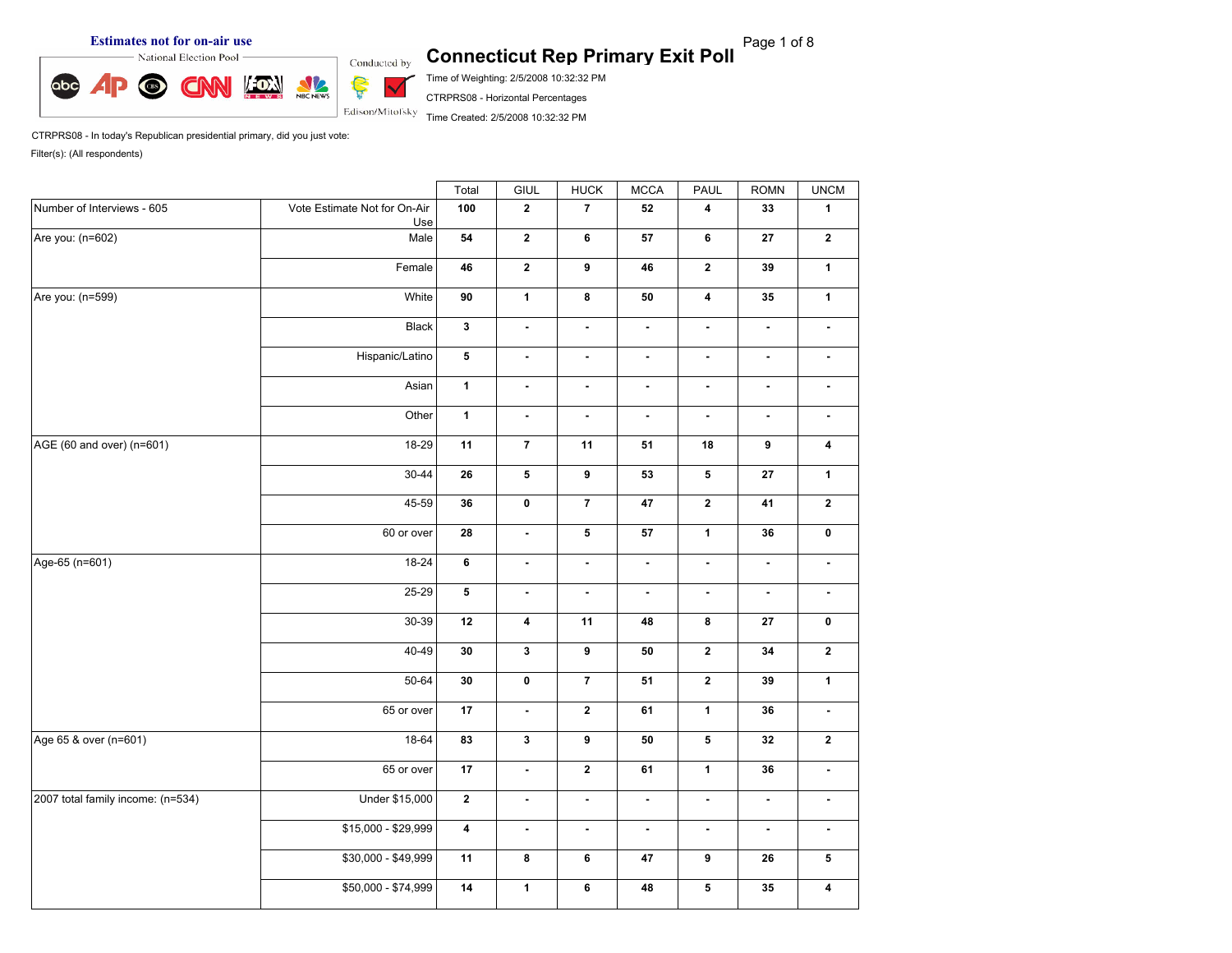Estimates not for on-air use

National Election Pool

Conducted by Edison/Mitofsky

# Connecticut Rep Primary Exit Poll

Time of Weighting: 2/5/2008 10:32:32 PM

CTRPRS08 - Horizontal Percentages

Time Created: 2/5/2008 10:32:32 PM

CTRPRS08 - In today's Republican presidential primary, did you just vote:

Filter(s): (All respondents)

| | | Total | GIUL | HUCK | MCCA | PAUL | ROMN | UNCM |
|---|---|---|---|---|---|---|---|---|
| Number of Interviews - 605 | Vote Estimate Not for On-Air Use | **100** | **2** | **7** | **52** | **4** | **33** | **1** |
| Are you: (n=602) | Male | **54** | **2** | **6** | **57** | **6** | **27** | **2** |
| | Female | **46** | **2** | **9** | **46** | **2** | **39** | **1** |
| Are you: (n=599) | White | **90** | **1** | **8** | **50** | **4** | **35** | **1** |
| | Black | **3** | **-** | **-** | **-** | **-** | **-** | **-** |
| | Hispanic/Latino | **5** | **-** | **-** | **-** | **-** | **-** | **-** |
| | Asian | **1** | **-** | **-** | **-** | **-** | **-** | **-** |
| | Other | **1** | **-** | **-** | **-** | **-** | **-** | **-** |
| AGE (60 and over) (n=601) | 18-29 | **11** | **7** | **11** | **51** | **18** | **9** | **4** |
| | 30-44 | **26** | **5** | **9** | **53** | **5** | **27** | **1** |
| | 45-59 | **36** | **0** | **7** | **47** | **2** | **41** | **2** |
| | 60 or over | **28** | **-** | **5** | **57** | **1** | **36** | **0** |
| Age-65 (n=601) | 18-24 | **6** | **-** | **-** | **-** | **-** | **-** | **-** |
| | 25-29 | **5** | **-** | **-** | **-** | **-** | **-** | **-** |
| | 30-39 | **12** | **4** | **11** | **48** | **8** | **27** | **0** |
| | 40-49 | **30** | **3** | **9** | **50** | **2** | **34** | **2** |
| | 50-64 | **30** | **0** | **7** | **51** | **2** | **39** | **1** |
| | 65 or over | **17** | **-** | **2** | **61** | **1** | **36** | **-** |
| Age 65 & over (n=601) | 18-64 | **83** | **3** | **9** | **50** | **5** | **32** | **2** |
| | 65 or over | **17** | **-** | **2** | **61** | **1** | **36** | **-** |
| 2007 total family income: (n=534) | Under $15,000 | **2** | **-** | **-** | **-** | **-** | **-** | **-** |
| | $15,000 - $29,999 | **4** | **-** | **-** | **-** | **-** | **-** | **-** |
| | $30,000 - $49,999 | **11** | **8** | **6** | **47** | **9** | **26** | **5** |
| | $50,000 - $74,999 | **14** | **1** | **6** | **48** | **5** | **35** | **4** |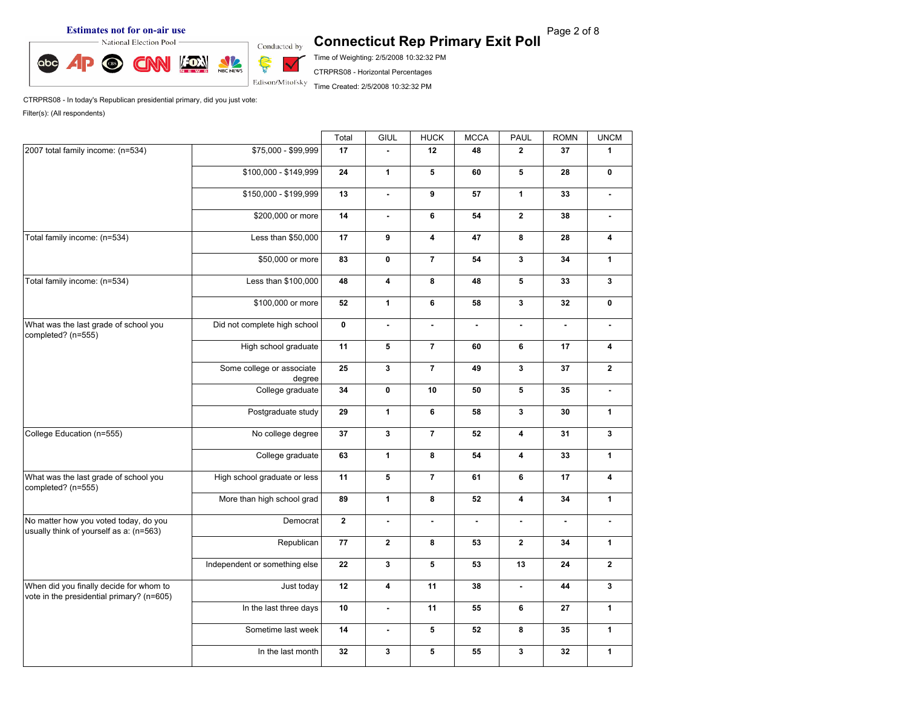Estimates not for on-air use

National Election Pool

Conducted by Edison/Mitofsky

# Connecticut Rep Primary Exit Poll

Time of Weighting: 2/5/2008 10:32:32 PM

CTRPRS08 - Horizontal Percentages

Time Created: 2/5/2008 10:32:32 PM

CTRPRS08 - In today's Republican presidential primary, did you just vote:

Filter(s): (All respondents)

| | | Total | GIUL | HUCK | MCCA | PAUL | ROMN | UNCM |
|---|---|---|---|---|---|---|---|---|
| 2007 total family income: (n=534) | $75,000 - $99,999 | 17 | - | 12 | 48 | 2 | 37 | 1 |
| | $100,000 - $149,999 | 24 | 1 | 5 | 60 | 5 | 28 | 0 |
| | $150,000 - $199,999 | 13 | - | 9 | 57 | 1 | 33 | - |
| | $200,000 or more | 14 | - | 6 | 54 | 2 | 38 | - |
| Total family income: (n=534) | Less than $50,000 | 17 | 9 | 4 | 47 | 8 | 28 | 4 |
| | $50,000 or more | 83 | 0 | 7 | 54 | 3 | 34 | 1 |
| Total family income: (n=534) | Less than $100,000 | 48 | 4 | 8 | 48 | 5 | 33 | 3 |
| | $100,000 or more | 52 | 1 | 6 | 58 | 3 | 32 | 0 |
| What was the last grade of school you completed? (n=555) | Did not complete high school | 0 | - | - | - | - | - | - |
| | High school graduate | 11 | 5 | 7 | 60 | 6 | 17 | 4 |
| | Some college or associate degree | 25 | 3 | 7 | 49 | 3 | 37 | 2 |
| | College graduate | 34 | 0 | 10 | 50 | 5 | 35 | - |
| | Postgraduate study | 29 | 1 | 6 | 58 | 3 | 30 | 1 |
| College Education (n=555) | No college degree | 37 | 3 | 7 | 52 | 4 | 31 | 3 |
| | College graduate | 63 | 1 | 8 | 54 | 4 | 33 | 1 |
| What was the last grade of school you completed? (n=555) | High school graduate or less | 11 | 5 | 7 | 61 | 6 | 17 | 4 |
| | More than high school grad | 89 | 1 | 8 | 52 | 4 | 34 | 1 |
| No matter how you voted today, do you usually think of yourself as a: (n=563) | Democrat | 2 | - | - | - | - | - | - |
| | Republican | 77 | 2 | 8 | 53 | 2 | 34 | 1 |
| | Independent or something else | 22 | 3 | 5 | 53 | 13 | 24 | 2 |
| When did you finally decide for whom to vote in the presidential primary? (n=605) | Just today | 12 | 4 | 11 | 38 | - | 44 | 3 |
| | In the last three days | 10 | - | 11 | 55 | 6 | 27 | 1 |
| | Sometime last week | 14 | - | 5 | 52 | 8 | 35 | 1 |
| | In the last month | 32 | 3 | 5 | 55 | 3 | 32 | 1 |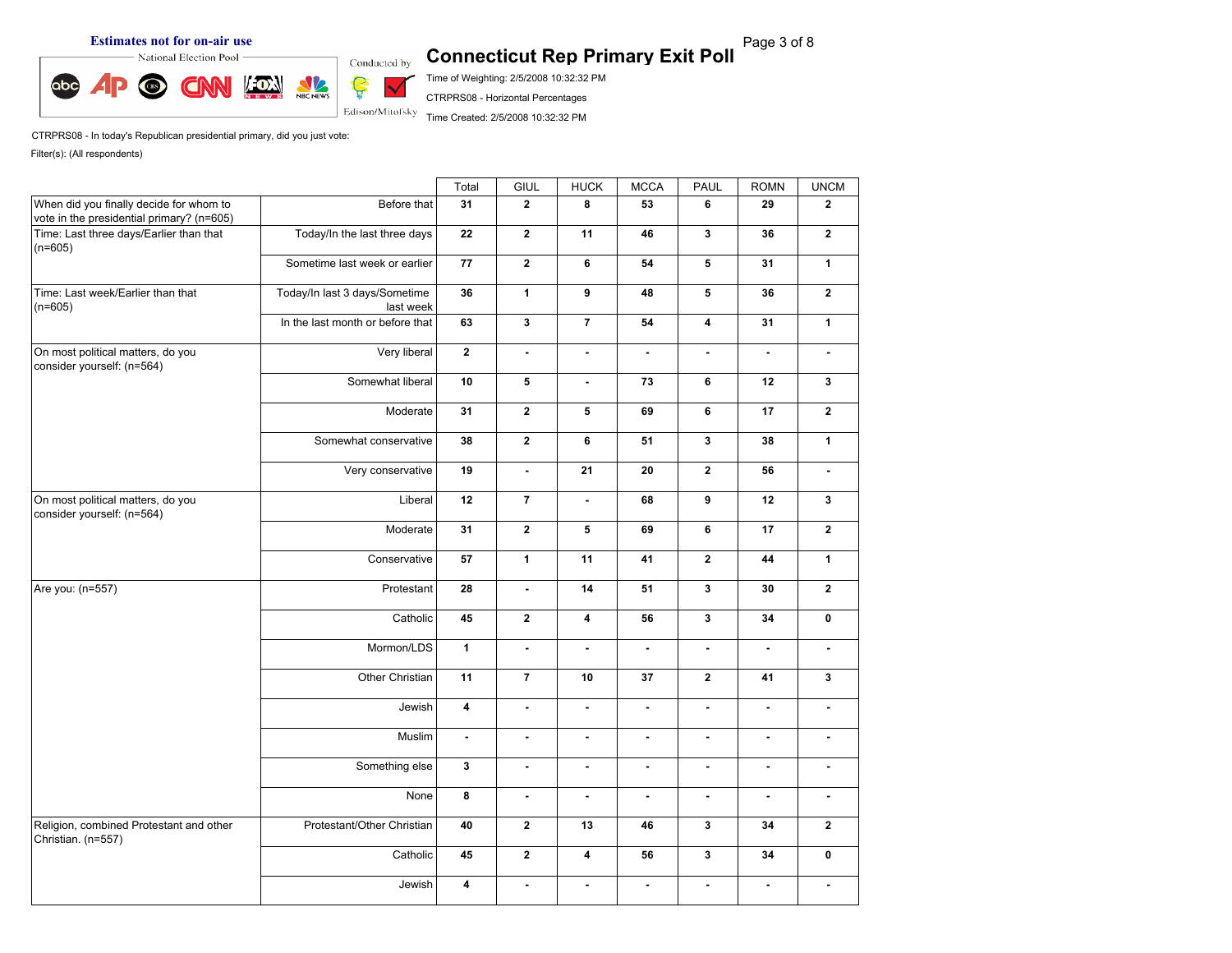Estimates not for on-air use

National Election Pool

Conducted by Edison/Mitofsky

# Connecticut Rep Primary Exit Poll

Time of Weighting: 2/5/2008 10:32:32 PM

CTRPRS08 - Horizontal Percentages

Time Created: 2/5/2008 10:32:32 PM

CTRPRS08 - In today's Republican presidential primary, did you just vote:

Filter(s): (All respondents)

| | | Total | GIUL | HUCK | MCCA | PAUL | ROMN | UNCM |
|---|---|---|---|---|---|---|---|---|
| When did you finally decide for whom to vote in the presidential primary? (n=605) | Before that | 31 | 2 | 8 | 53 | 6 | 29 | 2 |
| Time: Last three days/Earlier than that (n=605) | Today/In the last three days | 22 | 2 | 11 | 46 | 3 | 36 | 2 |
| | Sometime last week or earlier | 77 | 2 | 6 | 54 | 5 | 31 | 1 |
| Time: Last week/Earlier than that (n=605) | Today/In last 3 days/Sometime last week | 36 | 1 | 9 | 48 | 5 | 36 | 2 |
| | In the last month or before that | 63 | 3 | 7 | 54 | 4 | 31 | 1 |
| On most political matters, do you consider yourself: (n=564) | Very liberal | 2 | - | - | - | - | - | - |
| | Somewhat liberal | 10 | 5 | - | 73 | 6 | 12 | 3 |
| | Moderate | 31 | 2 | 5 | 69 | 6 | 17 | 2 |
| | Somewhat conservative | 38 | 2 | 6 | 51 | 3 | 38 | 1 |
| | Very conservative | 19 | - | 21 | 20 | 2 | 56 | - |
| On most political matters, do you consider yourself: (n=564) | Liberal | 12 | 7 | - | 68 | 9 | 12 | 3 |
| | Moderate | 31 | 2 | 5 | 69 | 6 | 17 | 2 |
| | Conservative | 57 | 1 | 11 | 41 | 2 | 44 | 1 |
| Are you: (n=557) | Protestant | 28 | - | 14 | 51 | 3 | 30 | 2 |
| | Catholic | 45 | 2 | 4 | 56 | 3 | 34 | 0 |
| | Mormon/LDS | 1 | - | - | - | - | - | - |
| | Other Christian | 11 | 7 | 10 | 37 | 2 | 41 | 3 |
| | Jewish | 4 | - | - | - | - | - | - |
| | Muslim | - | - | - | - | - | - | - |
| | Something else | 3 | - | - | - | - | - | - |
| | None | 8 | - | - | - | - | - | - |
| Religion, combined Protestant and other Christian. (n=557) | Protestant/Other Christian | 40 | 2 | 13 | 46 | 3 | 34 | 2 |
| | Catholic | 45 | 2 | 4 | 56 | 3 | 34 | 0 |
| | Jewish | 4 | - | - | - | - | - | - |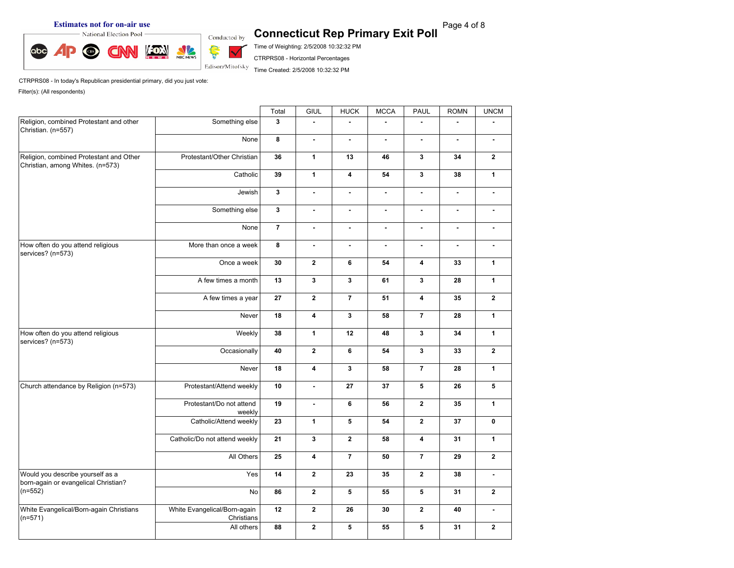Estimates not for on-air use

National Election Pool

Conducted by Edison/Mitofsky

# Connecticut Rep Primary Exit Poll

Time of Weighting: 2/5/2008 10:32:32 PM

CTRPRS08 - Horizontal Percentages

Time Created: 2/5/2008 10:32:32 PM

CTRPRS08 - In today's Republican presidential primary, did you just vote:

Filter(s): (All respondents)

| | | Total | GIUL | HUCK | MCCA | PAUL | ROMN | UNCM |
|---|---|---|---|---|---|---|---|---|
| Religion, combined Protestant and other Christian. (n=557) | Something else | 3 | - | - | - | - | - | - |
| | None | 8 | - | - | - | - | - | - |
| Religion, combined Protestant and Other Christian, among Whites. (n=573) | Protestant/Other Christian | 36 | 1 | 13 | 46 | 3 | 34 | 2 |
| | Catholic | 39 | 1 | 4 | 54 | 3 | 38 | 1 |
| | Jewish | 3 | - | - | - | - | - | - |
| | Something else | 3 | - | - | - | - | - | - |
| | None | 7 | - | - | - | - | - | - |
| How often do you attend religious services? (n=573) | More than once a week | 8 | - | - | - | - | - | - |
| | Once a week | 30 | 2 | 6 | 54 | 4 | 33 | 1 |
| | A few times a month | 13 | 3 | 3 | 61 | 3 | 28 | 1 |
| | A few times a year | 27 | 2 | 7 | 51 | 4 | 35 | 2 |
| | Never | 18 | 4 | 3 | 58 | 7 | 28 | 1 |
| How often do you attend religious services? (n=573) | Weekly | 38 | 1 | 12 | 48 | 3 | 34 | 1 |
| | Occasionally | 40 | 2 | 6 | 54 | 3 | 33 | 2 |
| | Never | 18 | 4 | 3 | 58 | 7 | 28 | 1 |
| Church attendance by Religion (n=573) | Protestant/Attend weekly | 10 | - | 27 | 37 | 5 | 26 | 5 |
| | Protestant/Do not attend weekly | 19 | - | 6 | 56 | 2 | 35 | 1 |
| | Catholic/Attend weekly | 23 | 1 | 5 | 54 | 2 | 37 | 0 |
| | Catholic/Do not attend weekly | 21 | 3 | 2 | 58 | 4 | 31 | 1 |
| | All Others | 25 | 4 | 7 | 50 | 7 | 29 | 2 |
| Would you describe yourself as a born-again or evangelical Christian? (n=552) | Yes | 14 | 2 | 23 | 35 | 2 | 38 | - |
| | No | 86 | 2 | 5 | 55 | 5 | 31 | 2 |
| White Evangelical/Born-again Christians (n=571) | White Evangelical/Born-again Christians | 12 | 2 | 26 | 30 | 2 | 40 | - |
| | All others | 88 | 2 | 5 | 55 | 5 | 31 | 2 |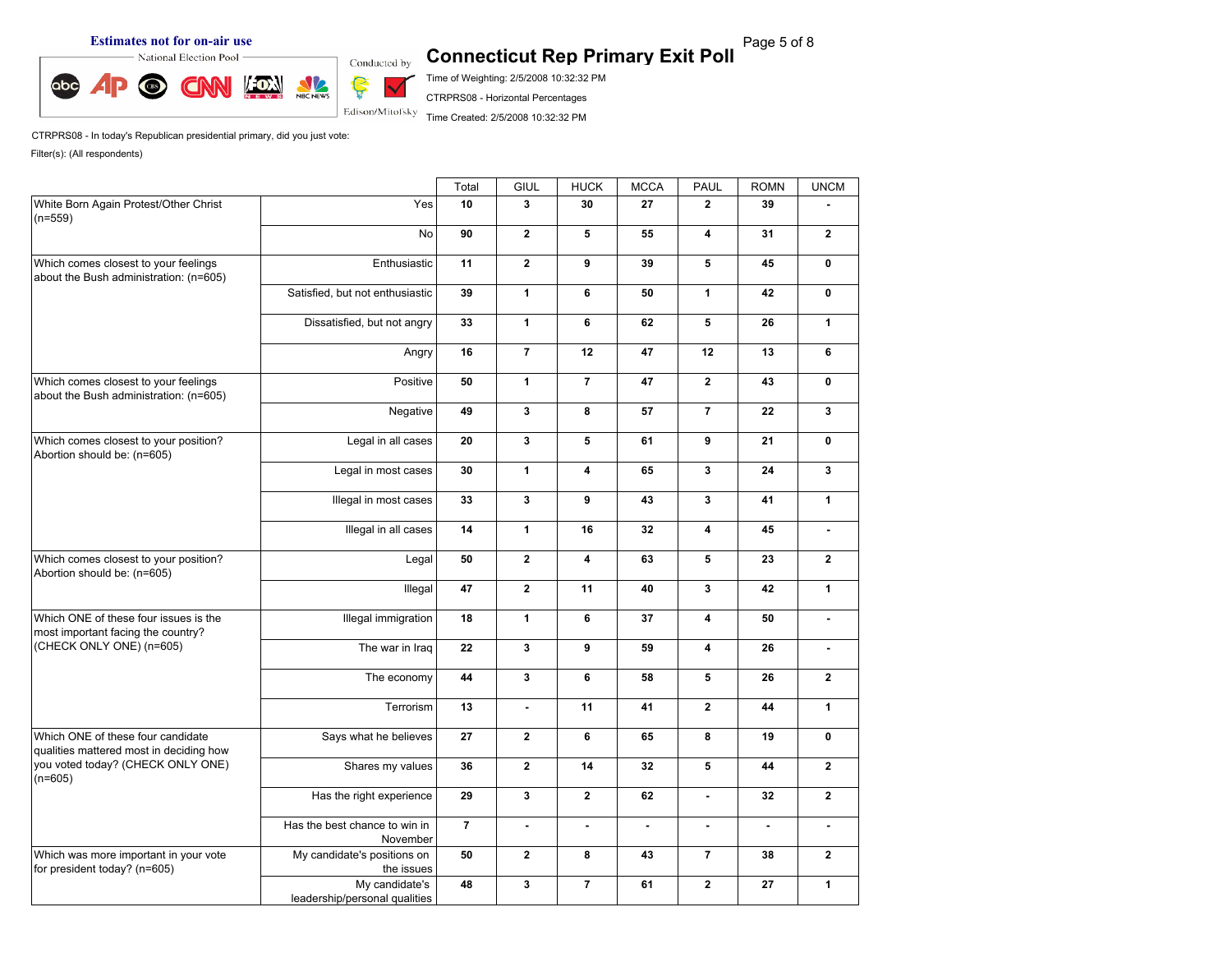Estimates not for on-air use

National Election Pool — Conducted by Edison/Mitofsky

# Connecticut Rep Primary Exit Poll

Time of Weighting: 2/5/2008 10:32:32 PM

CTRPRS08 - Horizontal Percentages

Time Created: 2/5/2008 10:32:32 PM

CTRPRS08 - In today's Republican presidential primary, did you just vote:

Filter(s): (All respondents)

| | | Total | GIUL | HUCK | MCCA | PAUL | ROMN | UNCM |
|---|---|---|---|---|---|---|---|---|
| White Born Again Protest/Other Christ (n=559) | Yes | 10 | 3 | 30 | 27 | 2 | 39 | - |
| | No | 90 | 2 | 5 | 55 | 4 | 31 | 2 |
| Which comes closest to your feelings about the Bush administration: (n=605) | Enthusiastic | 11 | 2 | 9 | 39 | 5 | 45 | 0 |
| | Satisfied, but not enthusiastic | 39 | 1 | 6 | 50 | 1 | 42 | 0 |
| | Dissatisfied, but not angry | 33 | 1 | 6 | 62 | 5 | 26 | 1 |
| | Angry | 16 | 7 | 12 | 47 | 12 | 13 | 6 |
| Which comes closest to your feelings about the Bush administration: (n=605) | Positive | 50 | 1 | 7 | 47 | 2 | 43 | 0 |
| | Negative | 49 | 3 | 8 | 57 | 7 | 22 | 3 |
| Which comes closest to your position? Abortion should be: (n=605) | Legal in all cases | 20 | 3 | 5 | 61 | 9 | 21 | 0 |
| | Legal in most cases | 30 | 1 | 4 | 65 | 3 | 24 | 3 |
| | Illegal in most cases | 33 | 3 | 9 | 43 | 3 | 41 | 1 |
| | Illegal in all cases | 14 | 1 | 16 | 32 | 4 | 45 | - |
| Which comes closest to your position? Abortion should be: (n=605) | Legal | 50 | 2 | 4 | 63 | 5 | 23 | 2 |
| | Illegal | 47 | 2 | 11 | 40 | 3 | 42 | 1 |
| Which ONE of these four issues is the most important facing the country? (CHECK ONLY ONE) (n=605) | Illegal immigration | 18 | 1 | 6 | 37 | 4 | 50 | - |
| | The war in Iraq | 22 | 3 | 9 | 59 | 4 | 26 | - |
| | The economy | 44 | 3 | 6 | 58 | 5 | 26 | 2 |
| | Terrorism | 13 | - | 11 | 41 | 2 | 44 | 1 |
| Which ONE of these four candidate qualities mattered most in deciding how you voted today? (CHECK ONLY ONE) (n=605) | Says what he believes | 27 | 2 | 6 | 65 | 8 | 19 | 0 |
| | Shares my values | 36 | 2 | 14 | 32 | 5 | 44 | 2 |
| | Has the right experience | 29 | 3 | 2 | 62 | - | 32 | 2 |
| | Has the best chance to win in November | 7 | - | - | - | - | - | - |
| Which was more important in your vote for president today? (n=605) | My candidate's positions on the issues | 50 | 2 | 8 | 43 | 7 | 38 | 2 |
| | My candidate's leadership/personal qualities | 48 | 3 | 7 | 61 | 2 | 27 | 1 |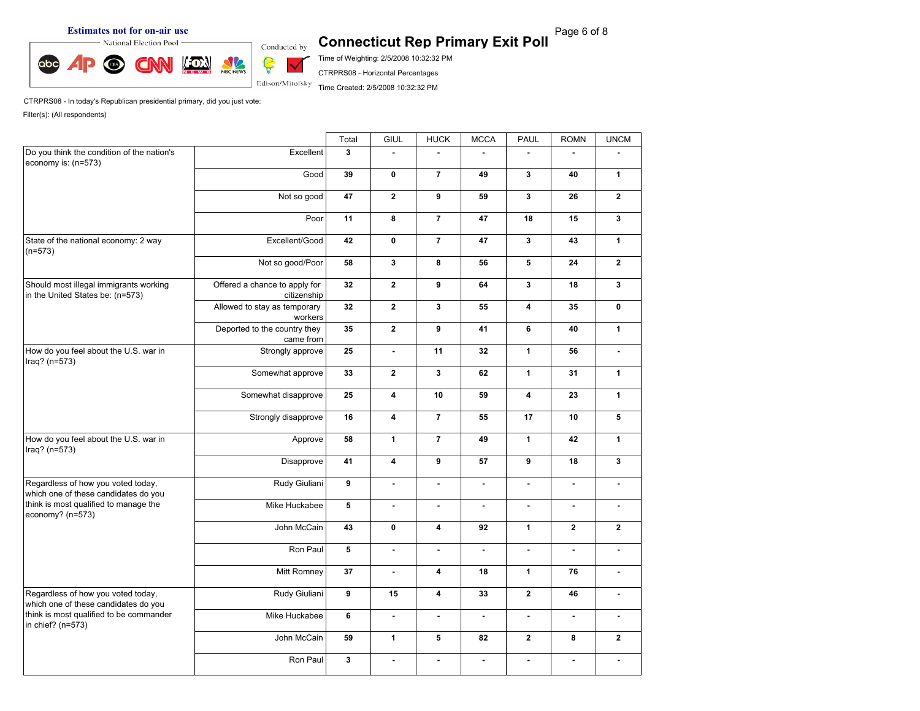Estimates not for on-air use

National Election Pool

Conducted by Edison/Mitofsky

# Connecticut Rep Primary Exit Poll

Time of Weighting: 2/5/2008 10:32:32 PM

CTRPRS08 - Horizontal Percentages

Time Created: 2/5/2008 10:32:32 PM

CTRPRS08 - In today's Republican presidential primary, did you just vote:

Filter(s): (All respondents)

| | | Total | GIUL | HUCK | MCCA | PAUL | ROMN | UNCM |
|---|---|---|---|---|---|---|---|---|
| Do you think the condition of the nation's economy is: (n=573) | Excellent | 3 | - | - | - | - | - | - |
| | Good | 39 | 0 | 7 | 49 | 3 | 40 | 1 |
| | Not so good | 47 | 2 | 9 | 59 | 3 | 26 | 2 |
| | Poor | 11 | 8 | 7 | 47 | 18 | 15 | 3 |
| State of the national economy: 2 way (n=573) | Excellent/Good | 42 | 0 | 7 | 47 | 3 | 43 | 1 |
| | Not so good/Poor | 58 | 3 | 8 | 56 | 5 | 24 | 2 |
| Should most illegal immigrants working in the United States be: (n=573) | Offered a chance to apply for citizenship | 32 | 2 | 9 | 64 | 3 | 18 | 3 |
| | Allowed to stay as temporary workers | 32 | 2 | 3 | 55 | 4 | 35 | 0 |
| | Deported to the country they came from | 35 | 2 | 9 | 41 | 6 | 40 | 1 |
| How do you feel about the U.S. war in Iraq? (n=573) | Strongly approve | 25 | - | 11 | 32 | 1 | 56 | - |
| | Somewhat approve | 33 | 2 | 3 | 62 | 1 | 31 | 1 |
| | Somewhat disapprove | 25 | 4 | 10 | 59 | 4 | 23 | 1 |
| | Strongly disapprove | 16 | 4 | 7 | 55 | 17 | 10 | 5 |
| How do you feel about the U.S. war in Iraq? (n=573) | Approve | 58 | 1 | 7 | 49 | 1 | 42 | 1 |
| | Disapprove | 41 | 4 | 9 | 57 | 9 | 18 | 3 |
| Regardless of how you voted today, which one of these candidates do you think is most qualified to manage the economy? (n=573) | Rudy Giuliani | 9 | - | - | - | - | - | - |
| | Mike Huckabee | 5 | - | - | - | - | - | - |
| | John McCain | 43 | 0 | 4 | 92 | 1 | 2 | 2 |
| | Ron Paul | 5 | - | - | - | - | - | - |
| | Mitt Romney | 37 | - | 4 | 18 | 1 | 76 | - |
| Regardless of how you voted today, which one of these candidates do you think is most qualified to be commander in chief? (n=573) | Rudy Giuliani | 9 | 15 | 4 | 33 | 2 | 46 | - |
| | Mike Huckabee | 6 | - | - | - | - | - | - |
| | John McCain | 59 | 1 | 5 | 82 | 2 | 8 | 2 |
| | Ron Paul | 3 | - | - | - | - | - | - |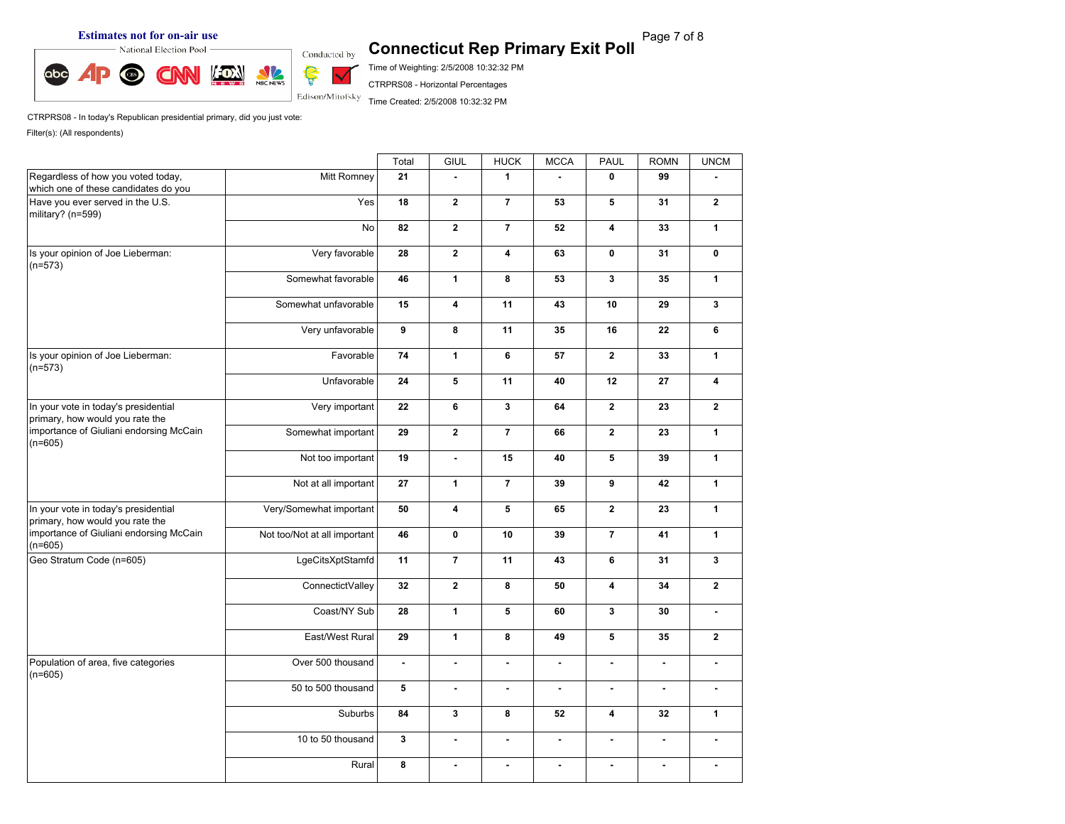Estimates not for on-air use

National Election Pool

Conducted by Edison/Mitofsky

# Connecticut Rep Primary Exit Poll

Time of Weighting: 2/5/2008 10:32:32 PM

CTRPRS08 - Horizontal Percentages

Time Created: 2/5/2008 10:32:32 PM

CTRPRS08 - In today's Republican presidential primary, did you just vote:

Filter(s): (All respondents)

| | | Total | GIUL | HUCK | MCCA | PAUL | ROMN | UNCM |
|---|---|---|---|---|---|---|---|---|
| Regardless of how you voted today, which one of these candidates do you | Mitt Romney | 21 | - | 1 | - | 0 | 99 | - |
| Have you ever served in the U.S. military? (n=599) | Yes | 18 | 2 | 7 | 53 | 5 | 31 | 2 |
| | No | 82 | 2 | 7 | 52 | 4 | 33 | 1 |
| Is your opinion of Joe Lieberman: (n=573) | Very favorable | 28 | 2 | 4 | 63 | 0 | 31 | 0 |
| | Somewhat favorable | 46 | 1 | 8 | 53 | 3 | 35 | 1 |
| | Somewhat unfavorable | 15 | 4 | 11 | 43 | 10 | 29 | 3 |
| | Very unfavorable | 9 | 8 | 11 | 35 | 16 | 22 | 6 |
| Is your opinion of Joe Lieberman: (n=573) | Favorable | 74 | 1 | 6 | 57 | 2 | 33 | 1 |
| | Unfavorable | 24 | 5 | 11 | 40 | 12 | 27 | 4 |
| In your vote in today's presidential primary, how would you rate the importance of Giuliani endorsing McCain (n=605) | Very important | 22 | 6 | 3 | 64 | 2 | 23 | 2 |
| | Somewhat important | 29 | 2 | 7 | 66 | 2 | 23 | 1 |
| | Not too important | 19 | - | 15 | 40 | 5 | 39 | 1 |
| | Not at all important | 27 | 1 | 7 | 39 | 9 | 42 | 1 |
| In your vote in today's presidential primary, how would you rate the importance of Giuliani endorsing McCain (n=605) | Very/Somewhat important | 50 | 4 | 5 | 65 | 2 | 23 | 1 |
| | Not too/Not at all important | 46 | 0 | 10 | 39 | 7 | 41 | 1 |
| Geo Stratum Code (n=605) | LgeCitsXptStamfd | 11 | 7 | 11 | 43 | 6 | 31 | 3 |
| | ConnectictValley | 32 | 2 | 8 | 50 | 4 | 34 | 2 |
| | Coast/NY Sub | 28 | 1 | 5 | 60 | 3 | 30 | - |
| | East/West Rural | 29 | 1 | 8 | 49 | 5 | 35 | 2 |
| Population of area, five categories (n=605) | Over 500 thousand | - | - | - | - | - | - | - |
| | 50 to 500 thousand | 5 | - | - | - | - | - | - |
| | Suburbs | 84 | 3 | 8 | 52 | 4 | 32 | 1 |
| | 10 to 50 thousand | 3 | - | - | - | - | - | - |
| | Rural | 8 | - | - | - | - | - | - |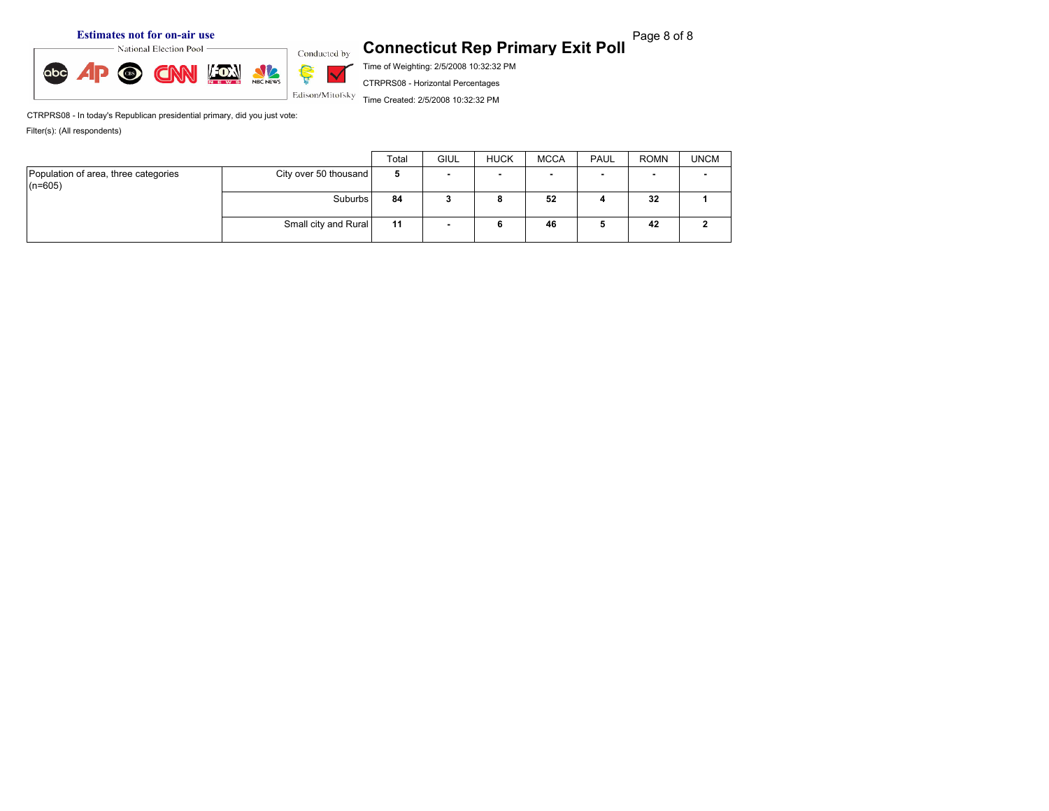Estimates not for on-air use

National Election Pool

Conducted by Edison/Mitofsky

# Connecticut Rep Primary Exit Poll

Time of Weighting: 2/5/2008 10:32:32 PM

CTRPRS08 - Horizontal Percentages

Time Created: 2/5/2008 10:32:32 PM

CTRPRS08 - In today's Republican presidential primary, did you just vote:

Filter(s): (All respondents)

| | | Total | GIUL | HUCK | MCCA | PAUL | ROMN | UNCM |
|---|---|---|---|---|---|---|---|---|
| Population of area, three categories (n=605) | City over 50 thousand | **5** | **-** | **-** | **-** | **-** | **-** | **-** |
| | Suburbs | **84** | **3** | **8** | **52** | **4** | **32** | **1** |
| | Small city and Rural | **11** | **-** | **6** | **46** | **5** | **42** | **2** |